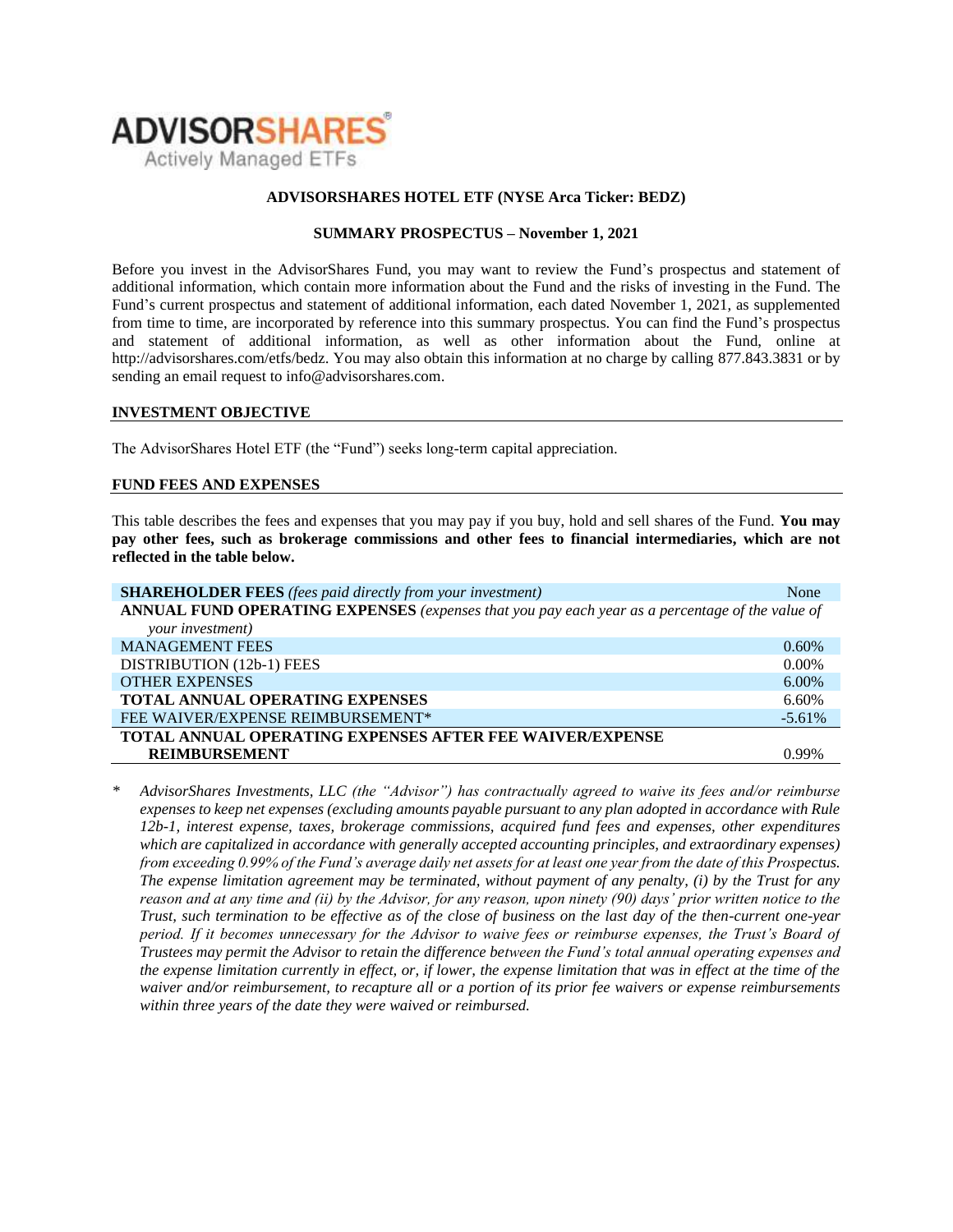**ADVISORSHARES**
Actively Managed ETFs

**ADVISORSHARES HOTEL ETF (NYSE Arca Ticker: BEDZ)**

**SUMMARY PROSPECTUS – November 1, 2021**

Before you invest in the AdvisorShares Fund, you may want to review the Fund's prospectus and statement of additional information, which contain more information about the Fund and the risks of investing in the Fund. The Fund's current prospectus and statement of additional information, each dated November 1, 2021, as supplemented from time to time, are incorporated by reference into this summary prospectus. You can find the Fund's prospectus and statement of additional information, as well as other information about the Fund, online at http://advisorshares.com/etfs/bedz. You may also obtain this information at no charge by calling 877.843.3831 or by sending an email request to info@advisorshares.com.

## INVESTMENT OBJECTIVE

The AdvisorShares Hotel ETF (the "Fund") seeks long-term capital appreciation.

## FUND FEES AND EXPENSES

This table describes the fees and expenses that you may pay if you buy, hold and sell shares of the Fund. **You may pay other fees, such as brokerage commissions and other fees to financial intermediaries, which are not reflected in the table below.**

| | |
|---|---|
| **SHAREHOLDER FEES** *(fees paid directly from your investment)* | None |
| **ANNUAL FUND OPERATING EXPENSES** *(expenses that you pay each year as a percentage of the value of your investment)* | |
| MANAGEMENT FEES | 0.60% |
| DISTRIBUTION (12b-1) FEES | 0.00% |
| OTHER EXPENSES | 6.00% |
| **TOTAL ANNUAL OPERATING EXPENSES** | 6.60% |
| FEE WAIVER/EXPENSE REIMBURSEMENT* | -5.61% |
| **TOTAL ANNUAL OPERATING EXPENSES AFTER FEE WAIVER/EXPENSE REIMBURSEMENT** | 0.99% |

\* *AdvisorShares Investments, LLC (the "Advisor") has contractually agreed to waive its fees and/or reimburse expenses to keep net expenses (excluding amounts payable pursuant to any plan adopted in accordance with Rule 12b-1, interest expense, taxes, brokerage commissions, acquired fund fees and expenses, other expenditures which are capitalized in accordance with generally accepted accounting principles, and extraordinary expenses) from exceeding 0.99% of the Fund's average daily net assets for at least one year from the date of this Prospectus. The expense limitation agreement may be terminated, without payment of any penalty, (i) by the Trust for any reason and at any time and (ii) by the Advisor, for any reason, upon ninety (90) days' prior written notice to the Trust, such termination to be effective as of the close of business on the last day of the then-current one-year period. If it becomes unnecessary for the Advisor to waive fees or reimburse expenses, the Trust's Board of Trustees may permit the Advisor to retain the difference between the Fund's total annual operating expenses and the expense limitation currently in effect, or, if lower, the expense limitation that was in effect at the time of the waiver and/or reimbursement, to recapture all or a portion of its prior fee waivers or expense reimbursements within three years of the date they were waived or reimbursed.*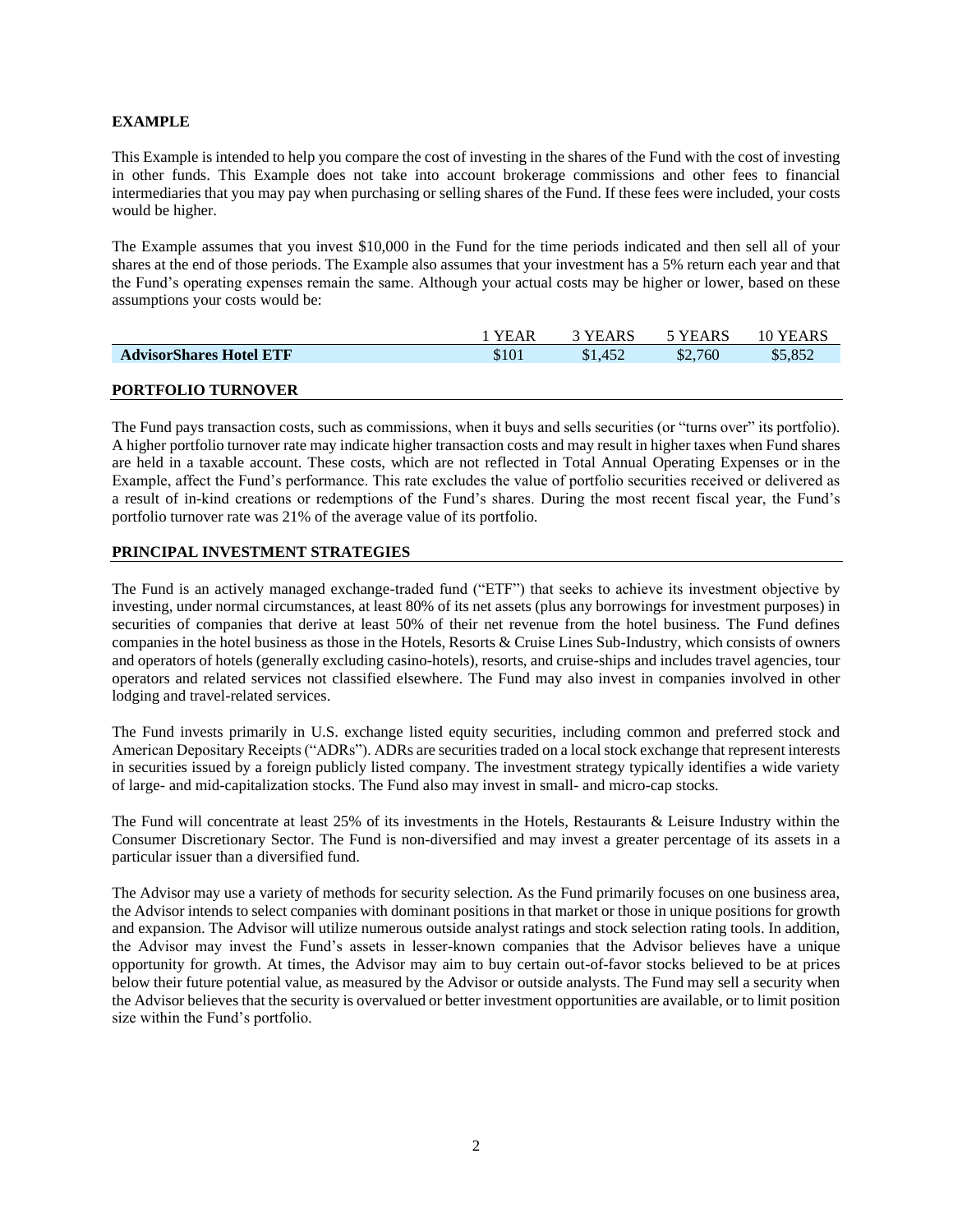## EXAMPLE

This Example is intended to help you compare the cost of investing in the shares of the Fund with the cost of investing in other funds. This Example does not take into account brokerage commissions and other fees to financial intermediaries that you may pay when purchasing or selling shares of the Fund. If these fees were included, your costs would be higher.

The Example assumes that you invest $10,000 in the Fund for the time periods indicated and then sell all of your shares at the end of those periods. The Example also assumes that your investment has a 5% return each year and that the Fund's operating expenses remain the same. Although your actual costs may be higher or lower, based on these assumptions your costs would be:

| | 1 YEAR | 3 YEARS | 5 YEARS | 10 YEARS |
|---|---|---|---|---|
| **AdvisorShares Hotel ETF** | $101 | $1,452 | $2,760 | $5,852 |

## PORTFOLIO TURNOVER

The Fund pays transaction costs, such as commissions, when it buys and sells securities (or "turns over" its portfolio). A higher portfolio turnover rate may indicate higher transaction costs and may result in higher taxes when Fund shares are held in a taxable account. These costs, which are not reflected in Total Annual Operating Expenses or in the Example, affect the Fund's performance. This rate excludes the value of portfolio securities received or delivered as a result of in-kind creations or redemptions of the Fund's shares. During the most recent fiscal year, the Fund's portfolio turnover rate was 21% of the average value of its portfolio.

## PRINCIPAL INVESTMENT STRATEGIES

The Fund is an actively managed exchange-traded fund ("ETF") that seeks to achieve its investment objective by investing, under normal circumstances, at least 80% of its net assets (plus any borrowings for investment purposes) in securities of companies that derive at least 50% of their net revenue from the hotel business. The Fund defines companies in the hotel business as those in the Hotels, Resorts & Cruise Lines Sub-Industry, which consists of owners and operators of hotels (generally excluding casino-hotels), resorts, and cruise-ships and includes travel agencies, tour operators and related services not classified elsewhere. The Fund may also invest in companies involved in other lodging and travel-related services.

The Fund invests primarily in U.S. exchange listed equity securities, including common and preferred stock and American Depositary Receipts ("ADRs"). ADRs are securities traded on a local stock exchange that represent interests in securities issued by a foreign publicly listed company. The investment strategy typically identifies a wide variety of large- and mid-capitalization stocks. The Fund also may invest in small- and micro-cap stocks.

The Fund will concentrate at least 25% of its investments in the Hotels, Restaurants & Leisure Industry within the Consumer Discretionary Sector. The Fund is non-diversified and may invest a greater percentage of its assets in a particular issuer than a diversified fund.

The Advisor may use a variety of methods for security selection. As the Fund primarily focuses on one business area, the Advisor intends to select companies with dominant positions in that market or those in unique positions for growth and expansion. The Advisor will utilize numerous outside analyst ratings and stock selection rating tools. In addition, the Advisor may invest the Fund's assets in lesser-known companies that the Advisor believes have a unique opportunity for growth. At times, the Advisor may aim to buy certain out-of-favor stocks believed to be at prices below their future potential value, as measured by the Advisor or outside analysts. The Fund may sell a security when the Advisor believes that the security is overvalued or better investment opportunities are available, or to limit position size within the Fund's portfolio.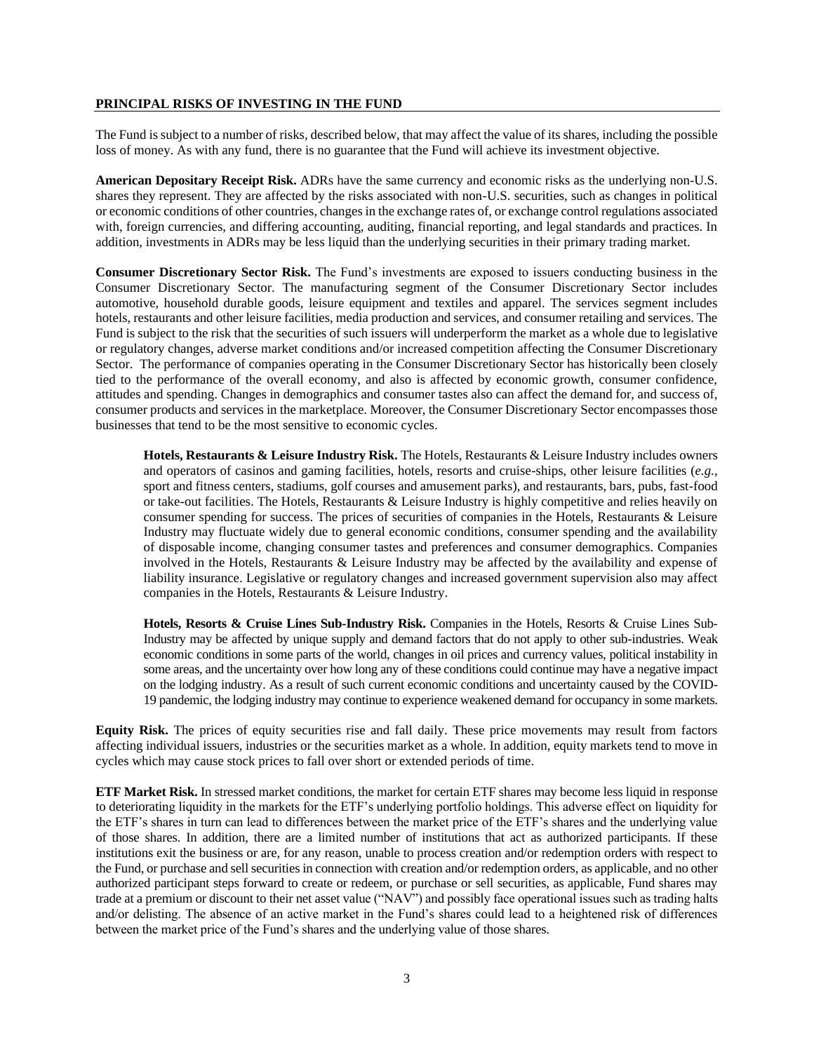## PRINCIPAL RISKS OF INVESTING IN THE FUND

The Fund is subject to a number of risks, described below, that may affect the value of its shares, including the possible loss of money. As with any fund, there is no guarantee that the Fund will achieve its investment objective.

**American Depositary Receipt Risk.** ADRs have the same currency and economic risks as the underlying non-U.S. shares they represent. They are affected by the risks associated with non-U.S. securities, such as changes in political or economic conditions of other countries, changes in the exchange rates of, or exchange control regulations associated with, foreign currencies, and differing accounting, auditing, financial reporting, and legal standards and practices. In addition, investments in ADRs may be less liquid than the underlying securities in their primary trading market.

**Consumer Discretionary Sector Risk.** The Fund's investments are exposed to issuers conducting business in the Consumer Discretionary Sector. The manufacturing segment of the Consumer Discretionary Sector includes automotive, household durable goods, leisure equipment and textiles and apparel. The services segment includes hotels, restaurants and other leisure facilities, media production and services, and consumer retailing and services. The Fund is subject to the risk that the securities of such issuers will underperform the market as a whole due to legislative or regulatory changes, adverse market conditions and/or increased competition affecting the Consumer Discretionary Sector. The performance of companies operating in the Consumer Discretionary Sector has historically been closely tied to the performance of the overall economy, and also is affected by economic growth, consumer confidence, attitudes and spending. Changes in demographics and consumer tastes also can affect the demand for, and success of, consumer products and services in the marketplace. Moreover, the Consumer Discretionary Sector encompasses those businesses that tend to be the most sensitive to economic cycles.

> **Hotels, Restaurants & Leisure Industry Risk.** The Hotels, Restaurants & Leisure Industry includes owners and operators of casinos and gaming facilities, hotels, resorts and cruise-ships, other leisure facilities (*e.g.*, sport and fitness centers, stadiums, golf courses and amusement parks), and restaurants, bars, pubs, fast-food or take-out facilities. The Hotels, Restaurants & Leisure Industry is highly competitive and relies heavily on consumer spending for success. The prices of securities of companies in the Hotels, Restaurants & Leisure Industry may fluctuate widely due to general economic conditions, consumer spending and the availability of disposable income, changing consumer tastes and preferences and consumer demographics. Companies involved in the Hotels, Restaurants & Leisure Industry may be affected by the availability and expense of liability insurance. Legislative or regulatory changes and increased government supervision also may affect companies in the Hotels, Restaurants & Leisure Industry.
>
> **Hotels, Resorts & Cruise Lines Sub-Industry Risk.** Companies in the Hotels, Resorts & Cruise Lines Sub-Industry may be affected by unique supply and demand factors that do not apply to other sub-industries. Weak economic conditions in some parts of the world, changes in oil prices and currency values, political instability in some areas, and the uncertainty over how long any of these conditions could continue may have a negative impact on the lodging industry. As a result of such current economic conditions and uncertainty caused by the COVID-19 pandemic, the lodging industry may continue to experience weakened demand for occupancy in some markets.

**Equity Risk.** The prices of equity securities rise and fall daily. These price movements may result from factors affecting individual issuers, industries or the securities market as a whole. In addition, equity markets tend to move in cycles which may cause stock prices to fall over short or extended periods of time.

**ETF Market Risk.** In stressed market conditions, the market for certain ETF shares may become less liquid in response to deteriorating liquidity in the markets for the ETF's underlying portfolio holdings. This adverse effect on liquidity for the ETF's shares in turn can lead to differences between the market price of the ETF's shares and the underlying value of those shares. In addition, there are a limited number of institutions that act as authorized participants. If these institutions exit the business or are, for any reason, unable to process creation and/or redemption orders with respect to the Fund, or purchase and sell securities in connection with creation and/or redemption orders, as applicable, and no other authorized participant steps forward to create or redeem, or purchase or sell securities, as applicable, Fund shares may trade at a premium or discount to their net asset value ("NAV") and possibly face operational issues such as trading halts and/or delisting. The absence of an active market in the Fund's shares could lead to a heightened risk of differences between the market price of the Fund's shares and the underlying value of those shares.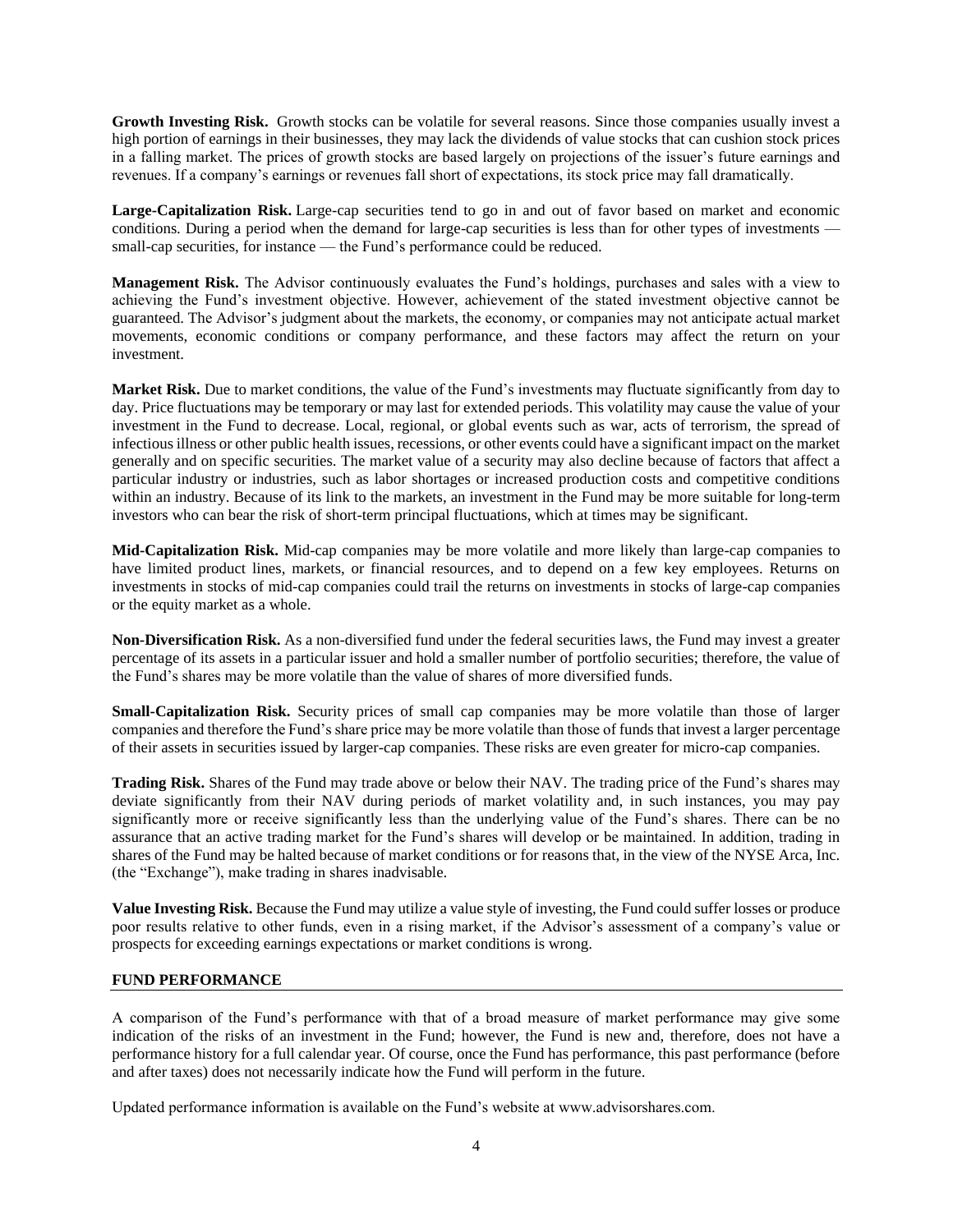**Growth Investing Risk.** Growth stocks can be volatile for several reasons. Since those companies usually invest a high portion of earnings in their businesses, they may lack the dividends of value stocks that can cushion stock prices in a falling market. The prices of growth stocks are based largely on projections of the issuer's future earnings and revenues. If a company's earnings or revenues fall short of expectations, its stock price may fall dramatically.

**Large-Capitalization Risk.** Large-cap securities tend to go in and out of favor based on market and economic conditions. During a period when the demand for large-cap securities is less than for other types of investments — small-cap securities, for instance — the Fund's performance could be reduced.

**Management Risk.** The Advisor continuously evaluates the Fund's holdings, purchases and sales with a view to achieving the Fund's investment objective. However, achievement of the stated investment objective cannot be guaranteed. The Advisor's judgment about the markets, the economy, or companies may not anticipate actual market movements, economic conditions or company performance, and these factors may affect the return on your investment.

**Market Risk.** Due to market conditions, the value of the Fund's investments may fluctuate significantly from day to day. Price fluctuations may be temporary or may last for extended periods. This volatility may cause the value of your investment in the Fund to decrease. Local, regional, or global events such as war, acts of terrorism, the spread of infectious illness or other public health issues, recessions, or other events could have a significant impact on the market generally and on specific securities. The market value of a security may also decline because of factors that affect a particular industry or industries, such as labor shortages or increased production costs and competitive conditions within an industry. Because of its link to the markets, an investment in the Fund may be more suitable for long-term investors who can bear the risk of short-term principal fluctuations, which at times may be significant.

**Mid-Capitalization Risk.** Mid-cap companies may be more volatile and more likely than large-cap companies to have limited product lines, markets, or financial resources, and to depend on a few key employees. Returns on investments in stocks of mid-cap companies could trail the returns on investments in stocks of large-cap companies or the equity market as a whole.

**Non-Diversification Risk.** As a non-diversified fund under the federal securities laws, the Fund may invest a greater percentage of its assets in a particular issuer and hold a smaller number of portfolio securities; therefore, the value of the Fund's shares may be more volatile than the value of shares of more diversified funds.

**Small-Capitalization Risk.** Security prices of small cap companies may be more volatile than those of larger companies and therefore the Fund's share price may be more volatile than those of funds that invest a larger percentage of their assets in securities issued by larger-cap companies. These risks are even greater for micro-cap companies.

**Trading Risk.** Shares of the Fund may trade above or below their NAV. The trading price of the Fund's shares may deviate significantly from their NAV during periods of market volatility and, in such instances, you may pay significantly more or receive significantly less than the underlying value of the Fund's shares. There can be no assurance that an active trading market for the Fund's shares will develop or be maintained. In addition, trading in shares of the Fund may be halted because of market conditions or for reasons that, in the view of the NYSE Arca, Inc. (the "Exchange"), make trading in shares inadvisable.

**Value Investing Risk.** Because the Fund may utilize a value style of investing, the Fund could suffer losses or produce poor results relative to other funds, even in a rising market, if the Advisor's assessment of a company's value or prospects for exceeding earnings expectations or market conditions is wrong.

## FUND PERFORMANCE

A comparison of the Fund's performance with that of a broad measure of market performance may give some indication of the risks of an investment in the Fund; however, the Fund is new and, therefore, does not have a performance history for a full calendar year. Of course, once the Fund has performance, this past performance (before and after taxes) does not necessarily indicate how the Fund will perform in the future.

Updated performance information is available on the Fund's website at www.advisorshares.com.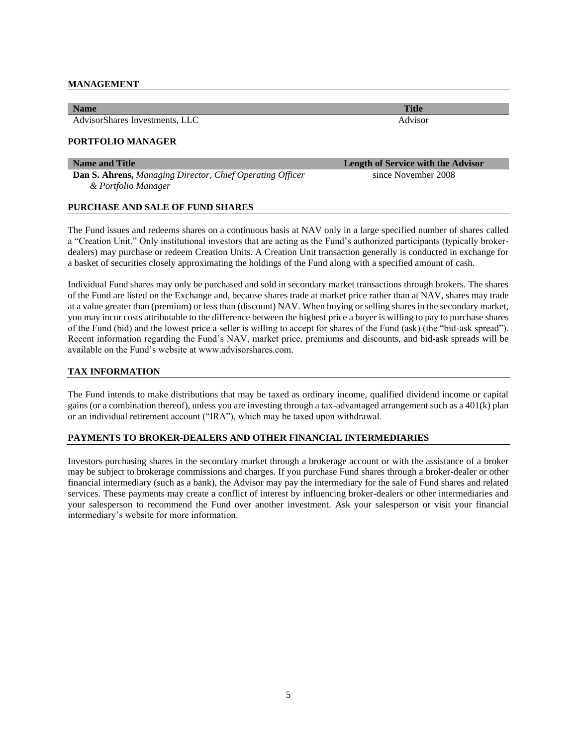## MANAGEMENT

| Name | Title |
| --- | --- |
| AdvisorShares Investments, LLC | Advisor |

## PORTFOLIO MANAGER

| Name and Title | Length of Service with the Advisor |
| --- | --- |
| **Dan S. Ahrens,** *Managing Director, Chief Operating Officer & Portfolio Manager* | since November 2008 |

## PURCHASE AND SALE OF FUND SHARES

The Fund issues and redeems shares on a continuous basis at NAV only in a large specified number of shares called a "Creation Unit." Only institutional investors that are acting as the Fund's authorized participants (typically broker-dealers) may purchase or redeem Creation Units. A Creation Unit transaction generally is conducted in exchange for a basket of securities closely approximating the holdings of the Fund along with a specified amount of cash.

Individual Fund shares may only be purchased and sold in secondary market transactions through brokers. The shares of the Fund are listed on the Exchange and, because shares trade at market price rather than at NAV, shares may trade at a value greater than (premium) or less than (discount) NAV. When buying or selling shares in the secondary market, you may incur costs attributable to the difference between the highest price a buyer is willing to pay to purchase shares of the Fund (bid) and the lowest price a seller is willing to accept for shares of the Fund (ask) (the "bid-ask spread"). Recent information regarding the Fund's NAV, market price, premiums and discounts, and bid-ask spreads will be available on the Fund's website at www.advisorshares.com.

## TAX INFORMATION

The Fund intends to make distributions that may be taxed as ordinary income, qualified dividend income or capital gains (or a combination thereof), unless you are investing through a tax-advantaged arrangement such as a 401(k) plan or an individual retirement account ("IRA"), which may be taxed upon withdrawal.

## PAYMENTS TO BROKER-DEALERS AND OTHER FINANCIAL INTERMEDIARIES

Investors purchasing shares in the secondary market through a brokerage account or with the assistance of a broker may be subject to brokerage commissions and charges. If you purchase Fund shares through a broker-dealer or other financial intermediary (such as a bank), the Advisor may pay the intermediary for the sale of Fund shares and related services. These payments may create a conflict of interest by influencing broker-dealers or other intermediaries and your salesperson to recommend the Fund over another investment. Ask your salesperson or visit your financial intermediary's website for more information.